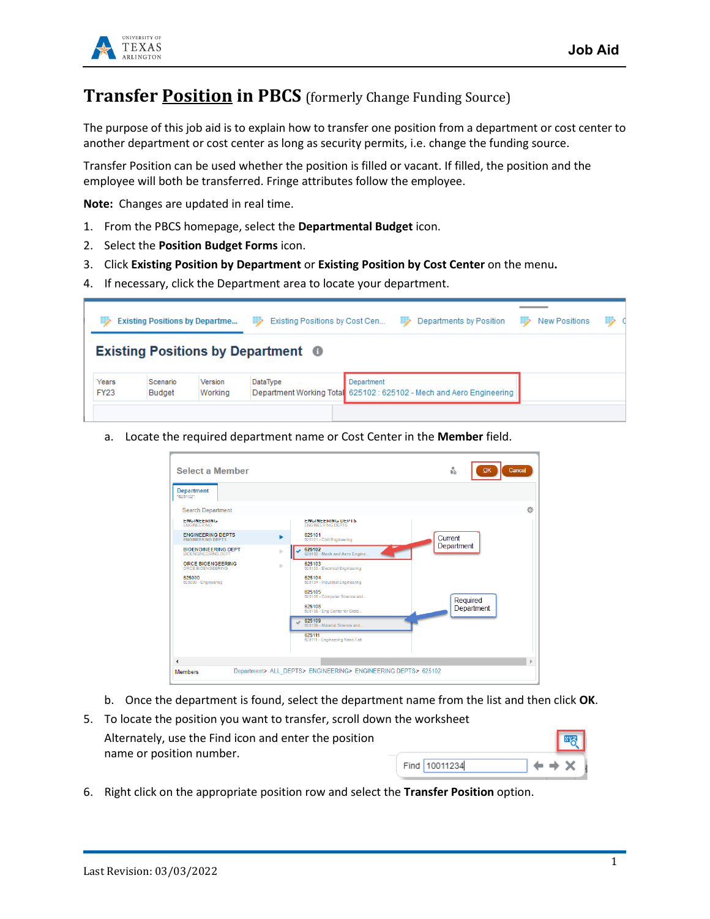# Transfer Position in PBCS (formerly Change Funding Source)

The purpose of this job aid is to explain how to transfer one position from a department or cost center to another department or cost center as long as security permits, i.e. change the funding source.

Transfer Position can be used whether the position is filled or vacant. If filled, the position and the employee will both be transferred. Fringe attributes follow the employee.

**Note:** Changes are updated in real time.

1. From the PBCS homepage, select the **Departmental Budget** icon.
2. Select the **Position Budget Forms** icon.
3. Click **Existing Position by Department** or **Existing Position by Cost Center** on the menu.
4. If necessary, click the Department area to locate your department.

   a. Locate the required department name or Cost Center in the **Member** field.

   b. Once the department is found, select the department name from the list and then click **OK**.

5. To locate the position you want to transfer, scroll down the worksheet

   Alternately, use the Find icon and enter the position name or position number.

6. Right click on the appropriate position row and select the **Transfer Position** option.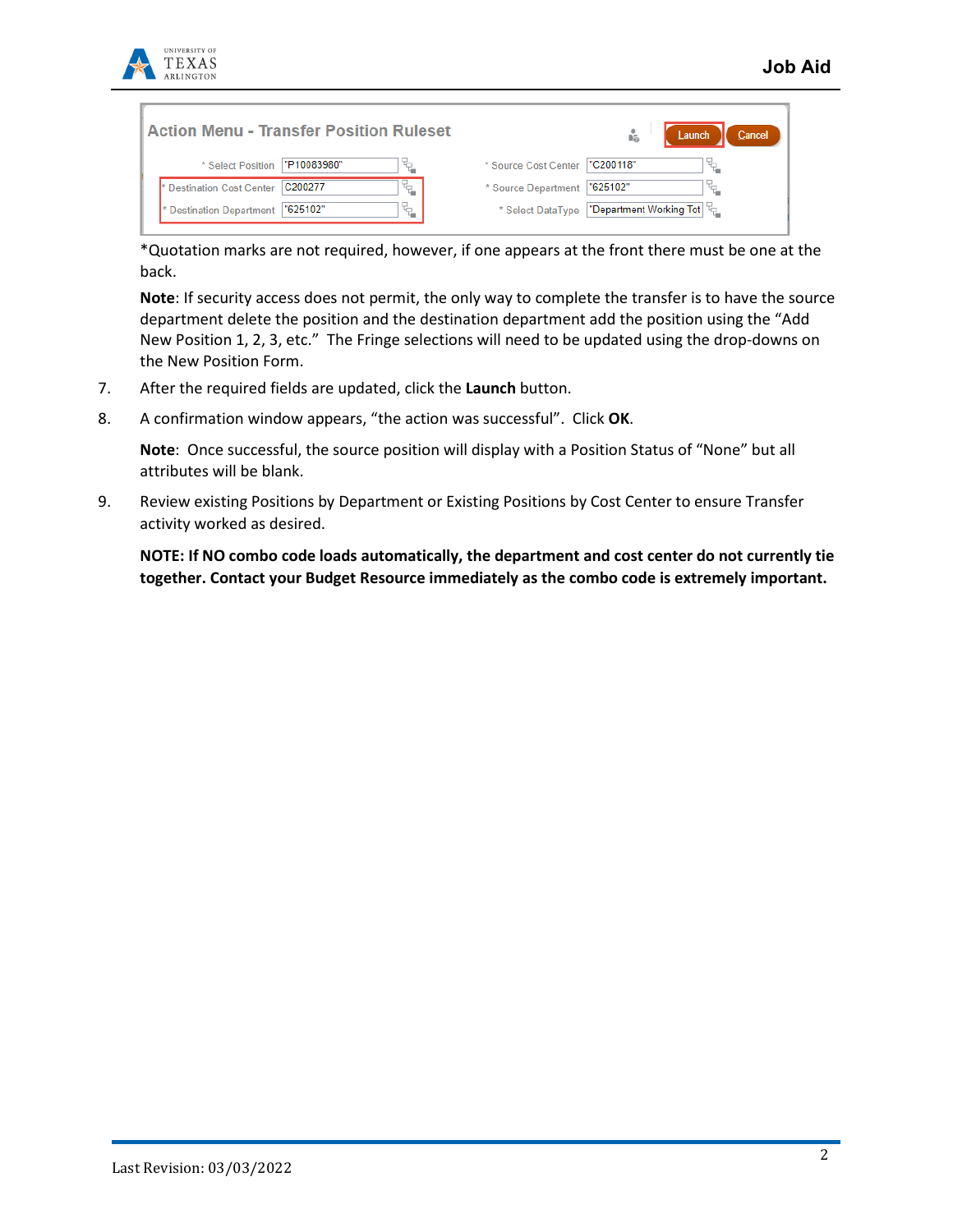*Quotation marks are not required, however, if one appears at the front there must be one at the back.

**Note**: If security access does not permit, the only way to complete the transfer is to have the source department delete the position and the destination department add the position using the “Add New Position 1, 2, 3, etc.” The Fringe selections will need to be updated using the drop-downs on the New Position Form.

7. After the required fields are updated, click the **Launch** button.
8. A confirmation window appears, “the action was successful”. Click **OK**.

   **Note**: Once successful, the source position will display with a Position Status of “None” but all attributes will be blank.

9. Review existing Positions by Department or Existing Positions by Cost Center to ensure Transfer activity worked as desired.

   **NOTE: If NO combo code loads automatically, the department and cost center do not currently tie together. Contact your Budget Resource immediately as the combo code is extremely important.**

Last Revision: 03/03/2022